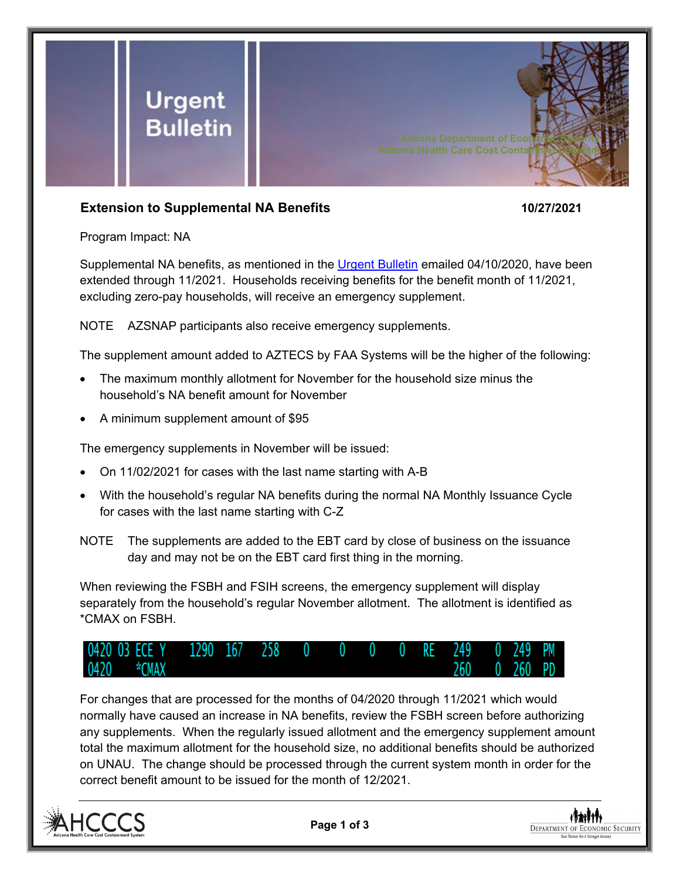# Urgent Bulletin

Arizona Department of Economic Security
Arizona Health Care Cost Containment System

## Extension to Supplemental NA Benefits

**10/27/2021**

Program Impact: NA

Supplemental NA benefits, as mentioned in the Urgent Bulletin emailed 04/10/2020, have been extended through 11/2021. Households receiving benefits for the benefit month of 11/2021, excluding zero-pay households, will receive an emergency supplement.

NOTE AZSNAP participants also receive emergency supplements.

The supplement amount added to AZTECS by FAA Systems will be the higher of the following:

- The maximum monthly allotment for November for the household size minus the household's NA benefit amount for November
- A minimum supplement amount of $95

The emergency supplements in November will be issued:

- On 11/02/2021 for cases with the last name starting with A-B
- With the household's regular NA benefits during the normal NA Monthly Issuance Cycle for cases with the last name starting with C-Z

NOTE The supplements are added to the EBT card by close of business on the issuance day and may not be on the EBT card first thing in the morning.

When reviewing the FSBH and FSIH screens, the emergency supplement will display separately from the household's regular November allotment. The allotment is identified as *CMAX on FSBH.

```
0420 03 ECE Y   1290  167   258   0    0    0    0   RE   249    0  249  PM
0420    *CMAX                                             260    0  260  PD
```

For changes that are processed for the months of 04/2020 through 11/2021 which would normally have caused an increase in NA benefits, review the FSBH screen before authorizing any supplements. When the regularly issued allotment and the emergency supplement amount total the maximum allotment for the household size, no additional benefits should be authorized on UNAU. The change should be processed through the current system month in order for the correct benefit amount to be issued for the month of 12/2021.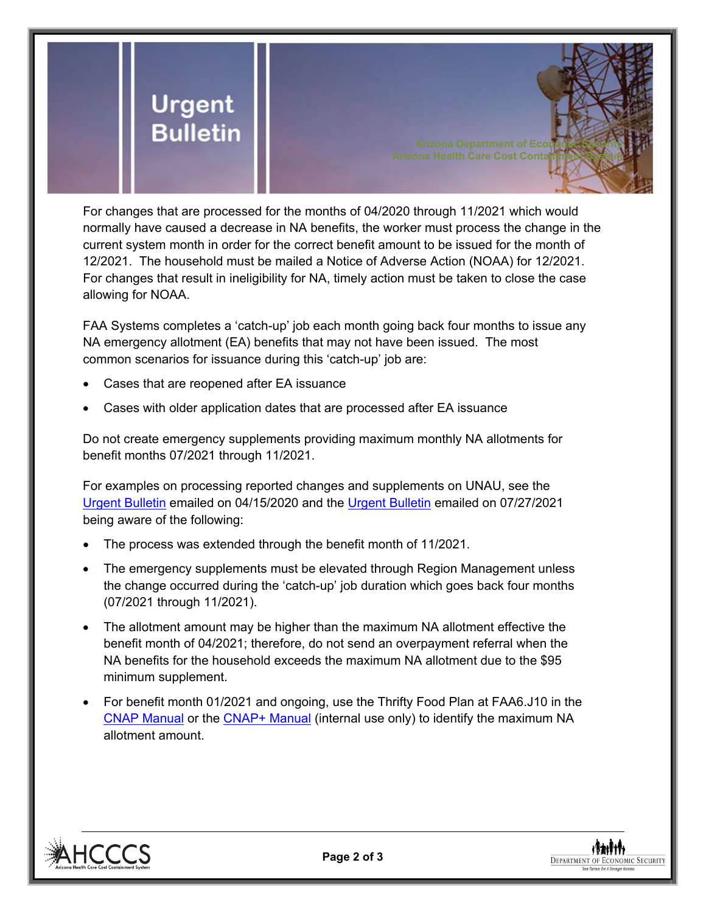For changes that are processed for the months of 04/2020 through 11/2021 which would normally have caused a decrease in NA benefits, the worker must process the change in the current system month in order for the correct benefit amount to be issued for the month of 12/2021. The household must be mailed a Notice of Adverse Action (NOAA) for 12/2021. For changes that result in ineligibility for NA, timely action must be taken to close the case allowing for NOAA.

FAA Systems completes a 'catch-up' job each month going back four months to issue any NA emergency allotment (EA) benefits that may not have been issued. The most common scenarios for issuance during this 'catch-up' job are:

- Cases that are reopened after EA issuance
- Cases with older application dates that are processed after EA issuance

Do not create emergency supplements providing maximum monthly NA allotments for benefit months 07/2021 through 11/2021.

For examples on processing reported changes and supplements on UNAU, see the Urgent Bulletin emailed on 04/15/2020 and the Urgent Bulletin emailed on 07/27/2021 being aware of the following:

- The process was extended through the benefit month of 11/2021.
- The emergency supplements must be elevated through Region Management unless the change occurred during the 'catch-up' job duration which goes back four months (07/2021 through 11/2021).
- The allotment amount may be higher than the maximum NA allotment effective the benefit month of 04/2021; therefore, do not send an overpayment referral when the NA benefits for the household exceeds the maximum NA allotment due to the $95 minimum supplement.
- For benefit month 01/2021 and ongoing, use the Thrifty Food Plan at FAA6.J10 in the CNAP Manual or the CNAP+ Manual (internal use only) to identify the maximum NA allotment amount.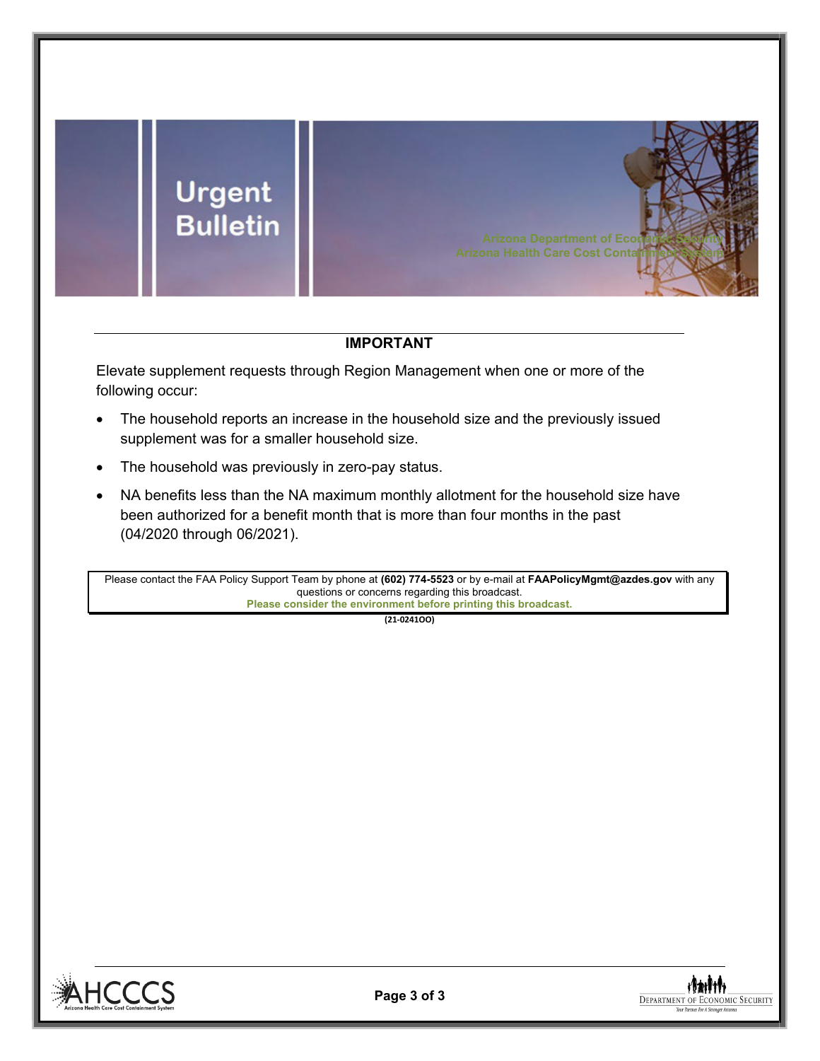# Urgent Bulletin

Arizona Department of Economic Security
Arizona Health Care Cost Containment System

**IMPORTANT**

Elevate supplement requests through Region Management when one or more of the following occur:

- The household reports an increase in the household size and the previously issued supplement was for a smaller household size.
- The household was previously in zero-pay status.
- NA benefits less than the NA maximum monthly allotment for the household size have been authorized for a benefit month that is more than four months in the past (04/2020 through 06/2021).

Please contact the FAA Policy Support Team by phone at **(602) 774-5523** or by e-mail at **FAAPolicyMgmt@azdes.gov** with any questions or concerns regarding this broadcast.
**Please consider the environment before printing this broadcast.**

**(21-0241OO)**